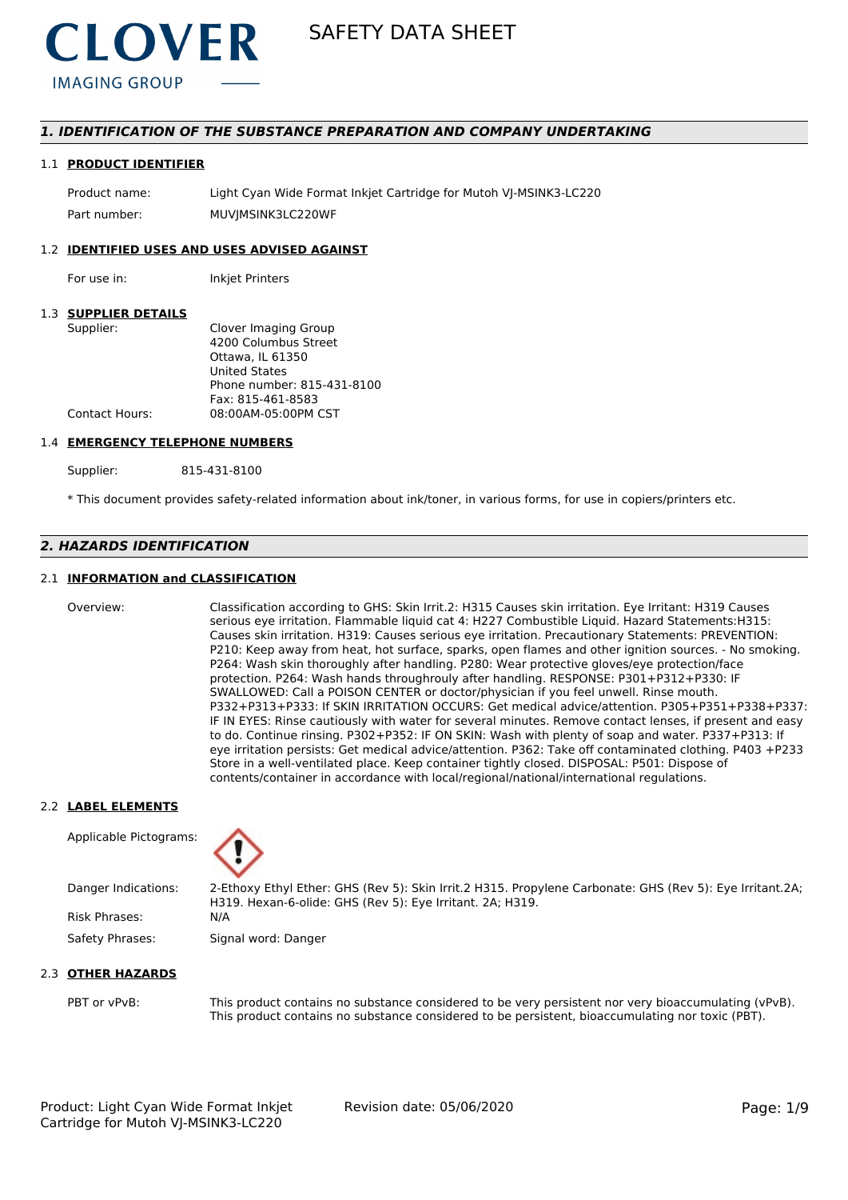# 1. IDENTIFICATION OF THE SUBSTANCE PREPARATION AND COMPANY UNDERTAKING

## 1.1 PRODUCT IDENTIFIER

| | |
|---|---|
| Product name: | Light Cyan Wide Format Inkjet Cartridge for Mutoh VJ-MSINK3-LC220 |
| Part number: | MUVJMSINK3LC220WF |

## 1.2 IDENTIFIED USES AND USES ADVISED AGAINST

| | |
|---|---|
| For use in: | Inkjet Printers |

## 1.3 SUPPLIER DETAILS

| | |
|---|---|
| Supplier: | Clover Imaging Group<br>4200 Columbus Street<br>Ottawa, IL 61350<br>United States<br>Phone number: 815-431-8100<br>Fax: 815-461-8583 |
| Contact Hours: | 08:00AM-05:00PM CST |

## 1.4 EMERGENCY TELEPHONE NUMBERS

| | |
|---|---|
| Supplier: | 815-431-8100 |

* This document provides safety-related information about ink/toner, in various forms, for use in copiers/printers etc.

# 2. HAZARDS IDENTIFICATION

## 2.1 INFORMATION and CLASSIFICATION

Overview: Classification according to GHS: Skin Irrit.2: H315 Causes skin irritation. Eye Irritant: H319 Causes serious eye irritation. Flammable liquid cat 4: H227 Combustible Liquid. Hazard Statements:H315: Causes skin irritation. H319: Causes serious eye irritation. Precautionary Statements: PREVENTION: P210: Keep away from heat, hot surface, sparks, open flames and other ignition sources. - No smoking. P264: Wash skin thoroughly after handling. P280: Wear protective gloves/eye protection/face protection. P264: Wash hands throughrouly after handling. RESPONSE: P301+P312+P330: IF SWALLOWED: Call a POISON CENTER or doctor/physician if you feel unwell. Rinse mouth. P332+P313+P333: If SKIN IRRITATION OCCURS: Get medical advice/attention. P305+P351+P338+P337: IF IN EYES: Rinse cautiously with water for several minutes. Remove contact lenses, if present and easy to do. Continue rinsing. P302+P352: IF ON SKIN: Wash with plenty of soap and water. P337+P313: If eye irritation persists: Get medical advice/attention. P362: Take off contaminated clothing. P403 +P233 Store in a well-ventilated place. Keep container tightly closed. DISPOSAL: P501: Dispose of contents/container in accordance with local/regional/national/international regulations.

## 2.2 LABEL ELEMENTS

| | |
|---|---|
| Applicable Pictograms: | |
| Danger Indications: | 2-Ethoxy Ethyl Ether: GHS (Rev 5): Skin Irrit.2 H315. Propylene Carbonate: GHS (Rev 5): Eye Irritant.2A; H319. Hexan-6-olide: GHS (Rev 5): Eye Irritant. 2A; H319. |
| Risk Phrases: | N/A |
| Safety Phrases: | Signal word: Danger |

## 2.3 OTHER HAZARDS

PBT or vPvB: This product contains no substance considered to be very persistent nor very bioaccumulating (vPvB). This product contains no substance considered to be persistent, bioaccumulating nor toxic (PBT).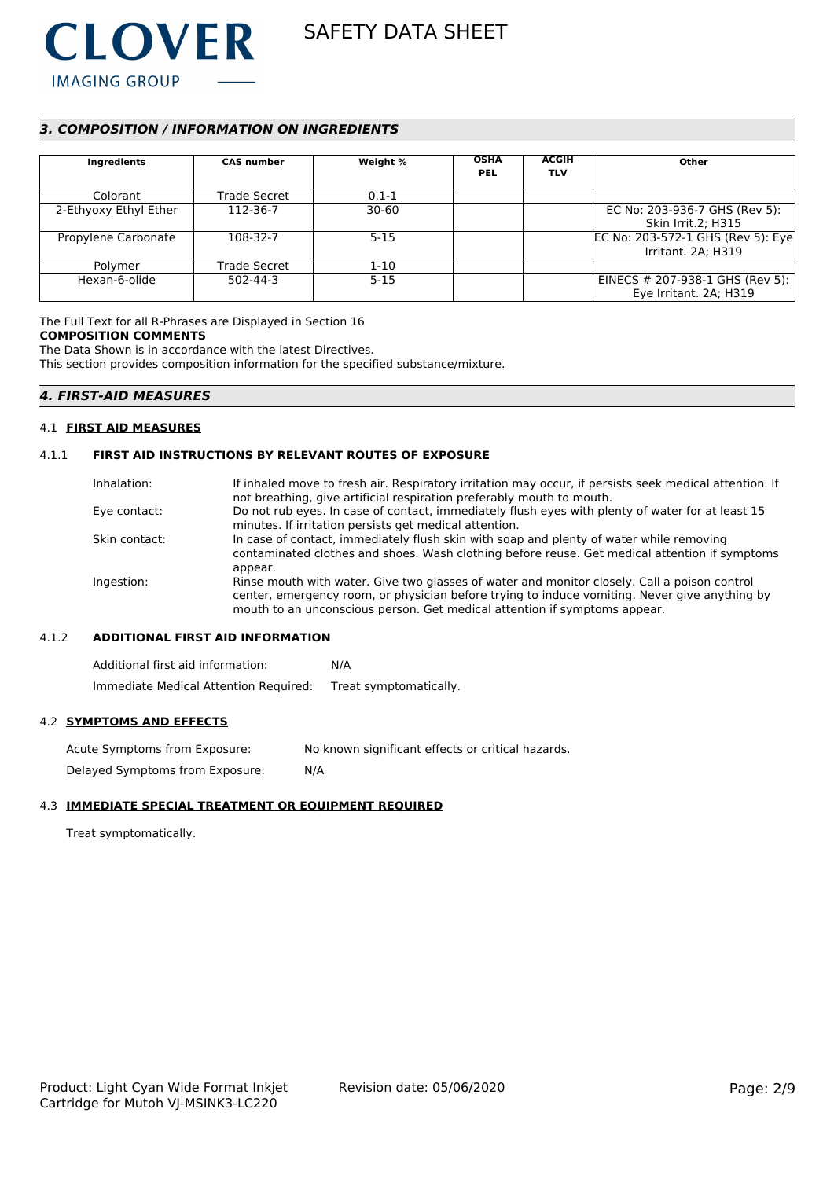## 3. COMPOSITION / INFORMATION ON INGREDIENTS

| Ingredients | CAS number | Weight % | OSHA PEL | ACGIH TLV | Other |
|---|---|---|---|---|---|
| Colorant | Trade Secret | 0.1-1 | | | |
| 2-Ethyoxy Ethyl Ether | 112-36-7 | 30-60 | | | EC No: 203-936-7 GHS (Rev 5): Skin Irrit.2; H315 |
| Propylene Carbonate | 108-32-7 | 5-15 | | | EC No: 203-572-1 GHS (Rev 5): Eye Irritant. 2A; H319 |
| Polymer | Trade Secret | 1-10 | | | |
| Hexan-6-olide | 502-44-3 | 5-15 | | | EINECS # 207-938-1 GHS (Rev 5): Eye Irritant. 2A; H319 |

The Full Text for all R-Phrases are Displayed in Section 16

**COMPOSITION COMMENTS**

The Data Shown is in accordance with the latest Directives.

This section provides composition information for the specified substance/mixture.

## 4. FIRST-AID MEASURES

### 4.1 FIRST AID MEASURES

#### 4.1.1 FIRST AID INSTRUCTIONS BY RELEVANT ROUTES OF EXPOSURE

Inhalation: If inhaled move to fresh air. Respiratory irritation may occur, if persists seek medical attention. If not breathing, give artificial respiration preferably mouth to mouth.

Eye contact: Do not rub eyes. In case of contact, immediately flush eyes with plenty of water for at least 15 minutes. If irritation persists get medical attention.

Skin contact: In case of contact, immediately flush skin with soap and plenty of water while removing contaminated clothes and shoes. Wash clothing before reuse. Get medical attention if symptoms appear.

Ingestion: Rinse mouth with water. Give two glasses of water and monitor closely. Call a poison control center, emergency room, or physician before trying to induce vomiting. Never give anything by mouth to an unconscious person. Get medical attention if symptoms appear.

#### 4.1.2 ADDITIONAL FIRST AID INFORMATION

Additional first aid information: N/A

Immediate Medical Attention Required: Treat symptomatically.

### 4.2 SYMPTOMS AND EFFECTS

Acute Symptoms from Exposure: No known significant effects or critical hazards.

Delayed Symptoms from Exposure: N/A

### 4.3 IMMEDIATE SPECIAL TREATMENT OR EQUIPMENT REQUIRED

Treat symptomatically.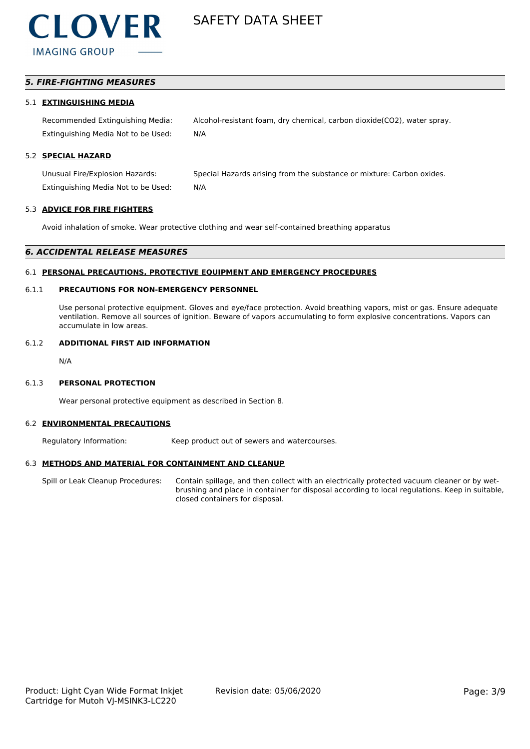## 5. FIRE-FIGHTING MEASURES

### 5.1 EXTINGUISHING MEDIA

| | |
|---|---|
| Recommended Extinguishing Media: | Alcohol-resistant foam, dry chemical, carbon dioxide(CO2), water spray. |
| Extinguishing Media Not to be Used: | N/A |

### 5.2 SPECIAL HAZARD

| | |
|---|---|
| Unusual Fire/Explosion Hazards: | Special Hazards arising from the substance or mixture: Carbon oxides. |
| Extinguishing Media Not to be Used: | N/A |

### 5.3 ADVICE FOR FIRE FIGHTERS

Avoid inhalation of smoke. Wear protective clothing and wear self-contained breathing apparatus

## 6. ACCIDENTAL RELEASE MEASURES

### 6.1 PERSONAL PRECAUTIONS, PROTECTIVE EQUIPMENT AND EMERGENCY PROCEDURES

#### 6.1.1 PRECAUTIONS FOR NON-EMERGENCY PERSONNEL

Use personal protective equipment. Gloves and eye/face protection. Avoid breathing vapors, mist or gas. Ensure adequate ventilation. Remove all sources of ignition. Beware of vapors accumulating to form explosive concentrations. Vapors can accumulate in low areas.

#### 6.1.2 ADDITIONAL FIRST AID INFORMATION

N/A

#### 6.1.3 PERSONAL PROTECTION

Wear personal protective equipment as described in Section 8.

### 6.2 ENVIRONMENTAL PRECAUTIONS

| | |
|---|---|
| Regulatory Information: | Keep product out of sewers and watercourses. |

### 6.3 METHODS AND MATERIAL FOR CONTAINMENT AND CLEANUP

| | |
|---|---|
| Spill or Leak Cleanup Procedures: | Contain spillage, and then collect with an electrically protected vacuum cleaner or by wet-brushing and place in container for disposal according to local regulations. Keep in suitable, closed containers for disposal. |

Product: Light Cyan Wide Format Inkjet Cartridge for Mutoh VJ-MSINK3-LC220

Revision date: 05/06/2020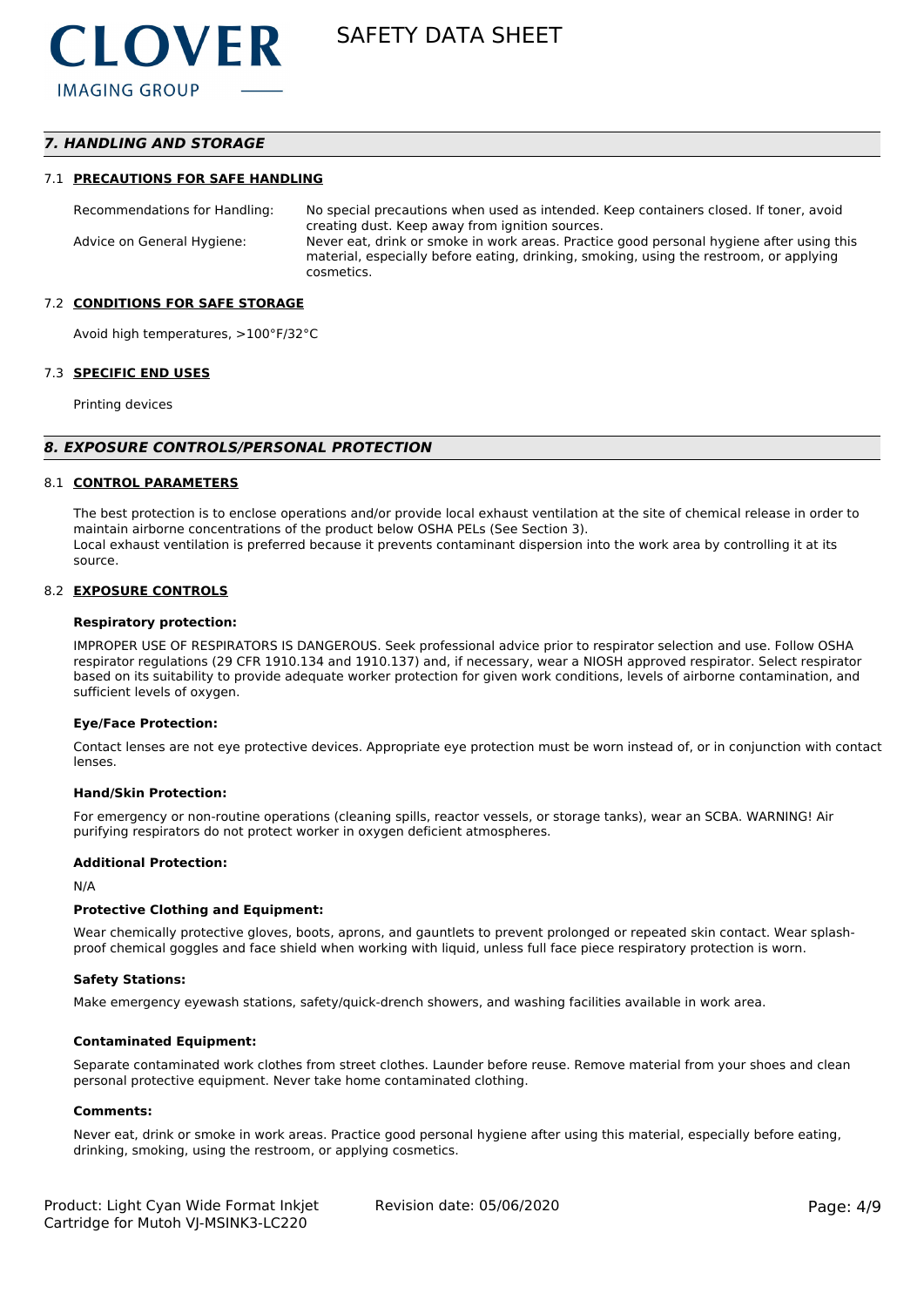## 7. HANDLING AND STORAGE

### 7.1 PRECAUTIONS FOR SAFE HANDLING

| | |
|---|---|
| Recommendations for Handling: | No special precautions when used as intended. Keep containers closed. If toner, avoid creating dust. Keep away from ignition sources. |
| Advice on General Hygiene: | Never eat, drink or smoke in work areas. Practice good personal hygiene after using this material, especially before eating, drinking, smoking, using the restroom, or applying cosmetics. |

### 7.2 CONDITIONS FOR SAFE STORAGE

Avoid high temperatures, >100°F/32°C

### 7.3 SPECIFIC END USES

Printing devices

## 8. EXPOSURE CONTROLS/PERSONAL PROTECTION

### 8.1 CONTROL PARAMETERS

The best protection is to enclose operations and/or provide local exhaust ventilation at the site of chemical release in order to maintain airborne concentrations of the product below OSHA PELs (See Section 3).
Local exhaust ventilation is preferred because it prevents contaminant dispersion into the work area by controlling it at its source.

### 8.2 EXPOSURE CONTROLS

**Respiratory protection:**

IMPROPER USE OF RESPIRATORS IS DANGEROUS. Seek professional advice prior to respirator selection and use. Follow OSHA respirator regulations (29 CFR 1910.134 and 1910.137) and, if necessary, wear a NIOSH approved respirator. Select respirator based on its suitability to provide adequate worker protection for given work conditions, levels of airborne contamination, and sufficient levels of oxygen.

**Eye/Face Protection:**

Contact lenses are not eye protective devices. Appropriate eye protection must be worn instead of, or in conjunction with contact lenses.

**Hand/Skin Protection:**

For emergency or non-routine operations (cleaning spills, reactor vessels, or storage tanks), wear an SCBA. WARNING! Air purifying respirators do not protect worker in oxygen deficient atmospheres.

**Additional Protection:**

N/A

**Protective Clothing and Equipment:**

Wear chemically protective gloves, boots, aprons, and gauntlets to prevent prolonged or repeated skin contact. Wear splash-proof chemical goggles and face shield when working with liquid, unless full face piece respiratory protection is worn.

**Safety Stations:**

Make emergency eyewash stations, safety/quick-drench showers, and washing facilities available in work area.

**Contaminated Equipment:**

Separate contaminated work clothes from street clothes. Launder before reuse. Remove material from your shoes and clean personal protective equipment. Never take home contaminated clothing.

**Comments:**

Never eat, drink or smoke in work areas. Practice good personal hygiene after using this material, especially before eating, drinking, smoking, using the restroom, or applying cosmetics.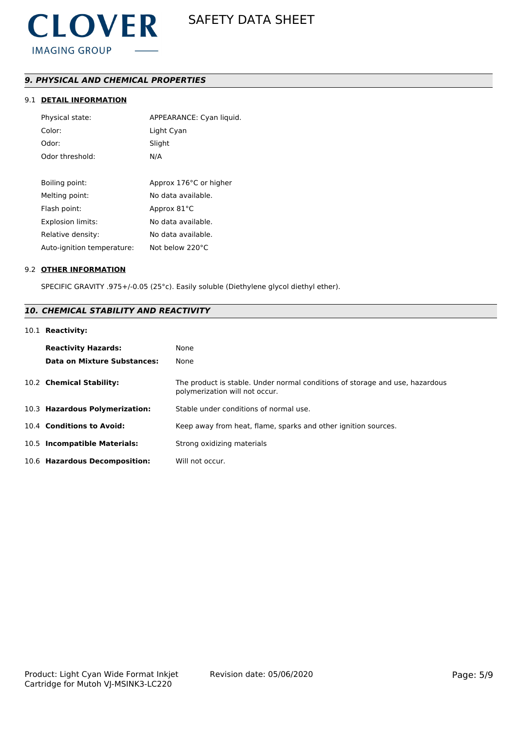## *9. PHYSICAL AND CHEMICAL PROPERTIES*

### 9.1 DETAIL INFORMATION

| | |
|---|---|
| Physical state: | APPEARANCE: Cyan liquid. |
| Color: | Light Cyan |
| Odor: | Slight |
| Odor threshold: | N/A |
| Boiling point: | Approx 176°C or higher |
| Melting point: | No data available. |
| Flash point: | Approx 81°C |
| Explosion limits: | No data available. |
| Relative density: | No data available. |
| Auto-ignition temperature: | Not below 220°C |

### 9.2 OTHER INFORMATION

SPECIFIC GRAVITY .975+/-0.05 (25°c). Easily soluble (Diethylene glycol diethyl ether).

## *10. CHEMICAL STABILITY AND REACTIVITY*

10.1 **Reactivity:**

| | |
|---|---|
| **Reactivity Hazards:** | None |
| **Data on Mixture Substances:** | None |

| | |
|---|---|
| 10.2 **Chemical Stability:** | The product is stable. Under normal conditions of storage and use, hazardous polymerization will not occur. |
| 10.3 **Hazardous Polymerization:** | Stable under conditions of normal use. |
| 10.4 **Conditions to Avoid:** | Keep away from heat, flame, sparks and other ignition sources. |
| 10.5 **Incompatible Materials:** | Strong oxidizing materials |
| 10.6 **Hazardous Decomposition:** | Will not occur. |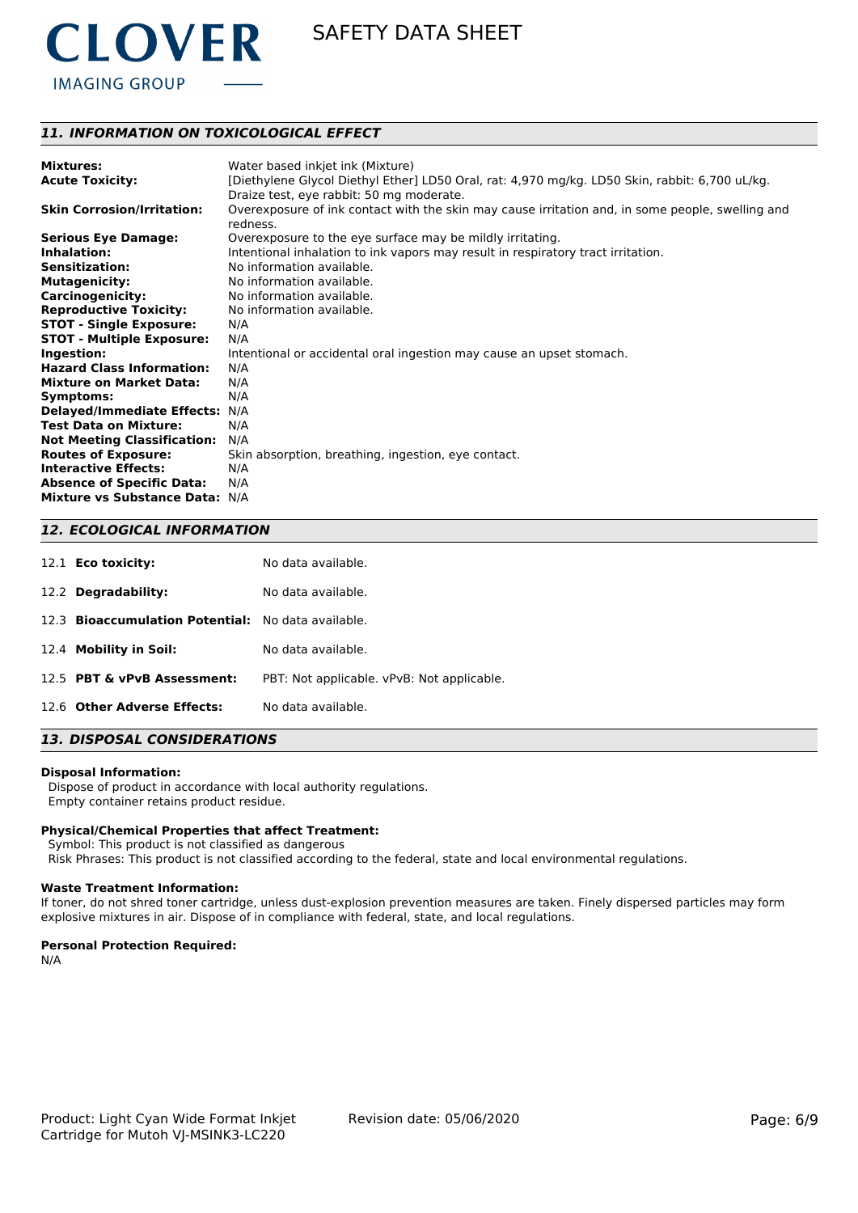## *11. INFORMATION ON TOXICOLOGICAL EFFECT*

| | |
|---|---|
| **Mixtures:** | Water based inkjet ink (Mixture) |
| **Acute Toxicity:** | [Diethylene Glycol Diethyl Ether] LD50 Oral, rat: 4,970 mg/kg. LD50 Skin, rabbit: 6,700 uL/kg. Draize test, eye rabbit: 50 mg moderate. |
| **Skin Corrosion/Irritation:** | Overexposure of ink contact with the skin may cause irritation and, in some people, swelling and redness. |
| **Serious Eye Damage:** | Overexposure to the eye surface may be mildly irritating. |
| **Inhalation:** | Intentional inhalation to ink vapors may result in respiratory tract irritation. |
| **Sensitization:** | No information available. |
| **Mutagenicity:** | No information available. |
| **Carcinogenicity:** | No information available. |
| **Reproductive Toxicity:** | No information available. |
| **STOT - Single Exposure:** | N/A |
| **STOT - Multiple Exposure:** | N/A |
| **Ingestion:** | Intentional or accidental oral ingestion may cause an upset stomach. |
| **Hazard Class Information:** | N/A |
| **Mixture on Market Data:** | N/A |
| **Symptoms:** | N/A |
| **Delayed/Immediate Effects:** | N/A |
| **Test Data on Mixture:** | N/A |
| **Not Meeting Classification:** | N/A |
| **Routes of Exposure:** | Skin absorption, breathing, ingestion, eye contact. |
| **Interactive Effects:** | N/A |
| **Absence of Specific Data:** | N/A |
| **Mixture vs Substance Data:** | N/A |

## *12. ECOLOGICAL INFORMATION*

| | |
|---|---|
| 12.1 **Eco toxicity:** | No data available. |
| 12.2 **Degradability:** | No data available. |
| 12.3 **Bioaccumulation Potential:** | No data available. |
| 12.4 **Mobility in Soil:** | No data available. |
| 12.5 **PBT & vPvB Assessment:** | PBT: Not applicable. vPvB: Not applicable. |
| 12.6 **Other Adverse Effects:** | No data available. |

## *13. DISPOSAL CONSIDERATIONS*

**Disposal Information:**

Dispose of product in accordance with local authority regulations.
Empty container retains product residue.

**Physical/Chemical Properties that affect Treatment:**

Symbol: This product is not classified as dangerous
Risk Phrases: This product is not classified according to the federal, state and local environmental regulations.

**Waste Treatment Information:**

If toner, do not shred toner cartridge, unless dust-explosion prevention measures are taken. Finely dispersed particles may form explosive mixtures in air. Dispose of in compliance with federal, state, and local regulations.

**Personal Protection Required:**

N/A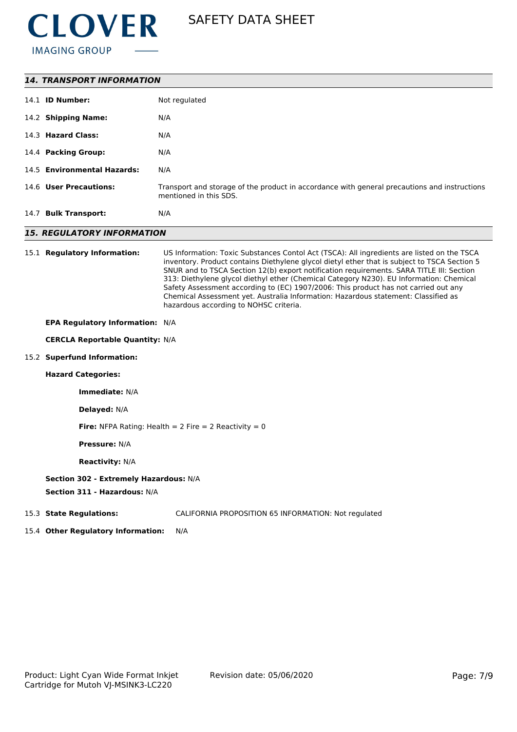## 14. TRANSPORT INFORMATION

14.1 **ID Number:** Not regulated

14.2 **Shipping Name:** N/A

14.3 **Hazard Class:** N/A

14.4 **Packing Group:** N/A

14.5 **Environmental Hazards:** N/A

14.6 **User Precautions:** Transport and storage of the product in accordance with general precautions and instructions mentioned in this SDS.

14.7 **Bulk Transport:** N/A

## 15. REGULATORY INFORMATION

15.1 **Regulatory Information:** US Information: Toxic Substances Contol Act (TSCA): All ingredients are listed on the TSCA inventory. Product contains Diethylene glycol dietyl ether that is subject to TSCA Section 5 SNUR and to TSCA Section 12(b) export notification requirements. SARA TITLE III: Section 313: Diethylene glycol diethyl ether (Chemical Category N230). EU Information: Chemical Safety Assessment according to (EC) 1907/2006: This product has not carried out any Chemical Assessment yet. Australia Information: Hazardous statement: Classified as hazardous according to NOHSC criteria.

**EPA Regulatory Information:** N/A

**CERCLA Reportable Quantity:** N/A

15.2 **Superfund Information:**

**Hazard Categories:**

**Immediate:** N/A

**Delayed:** N/A

**Fire:** NFPA Rating: Health = 2 Fire = 2 Reactivity = 0

**Pressure:** N/A

**Reactivity:** N/A

**Section 302 - Extremely Hazardous:** N/A

**Section 311 - Hazardous:** N/A

15.3 **State Regulations:** CALIFORNIA PROPOSITION 65 INFORMATION: Not regulated

15.4 **Other Regulatory Information:** N/A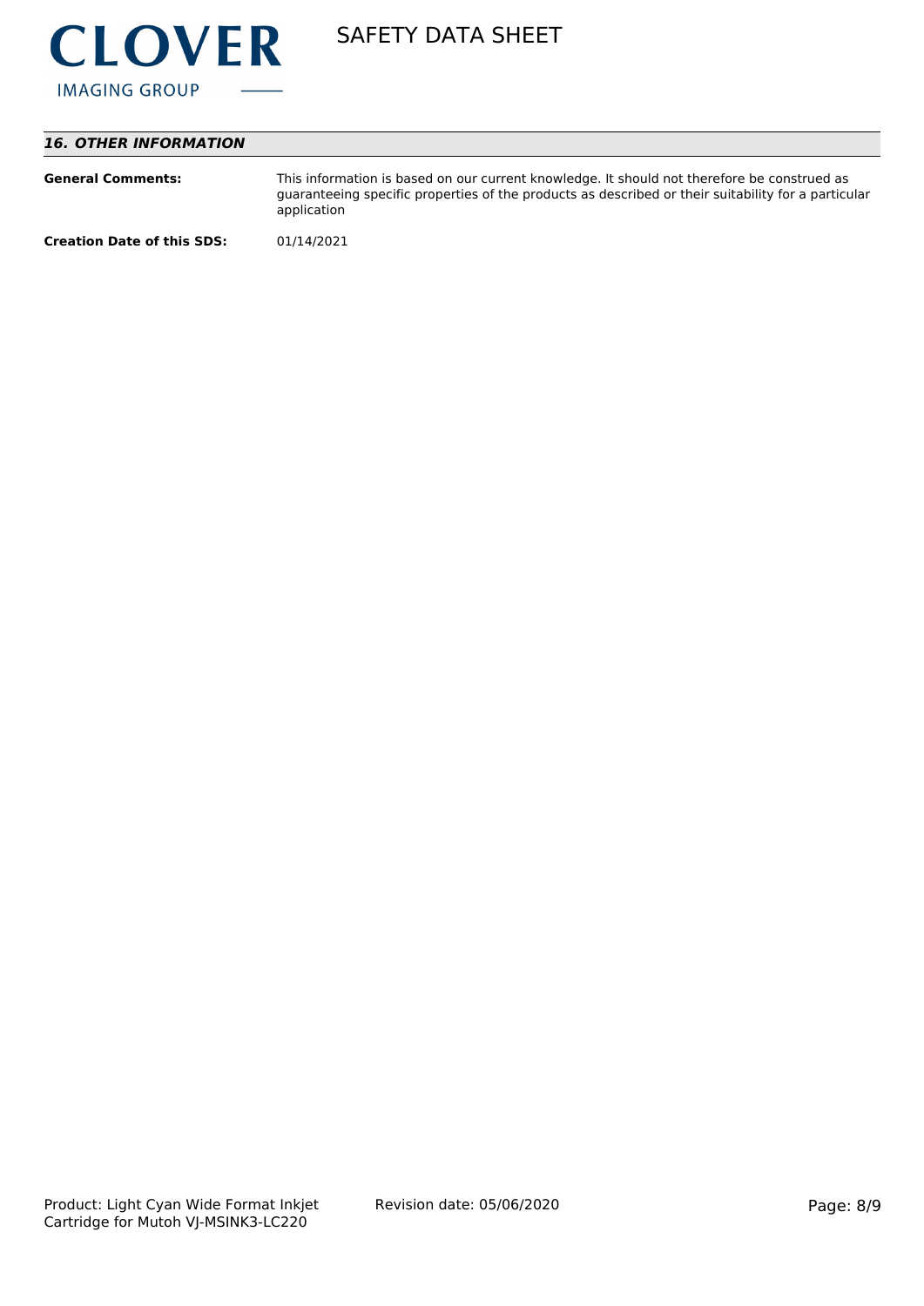## *16. OTHER INFORMATION*

**General Comments:** This information is based on our current knowledge. It should not therefore be construed as guaranteeing specific properties of the products as described or their suitability for a particular application

**Creation Date of this SDS:** 01/14/2021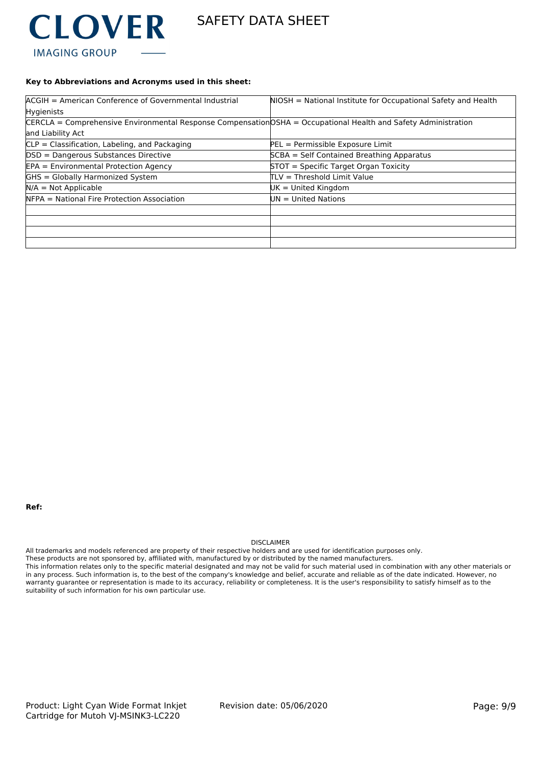**Key to Abbreviations and Acronyms used in this sheet:**

| | |
|---|---|
| ACGIH = American Conference of Governmental Industrial Hygienists | NIOSH = National Institute for Occupational Safety and Health |
| CERCLA = Comprehensive Environmental Response Compensation and Liability Act | OSHA = Occupational Health and Safety Administration |
| CLP = Classification, Labeling, and Packaging | PEL = Permissible Exposure Limit |
| DSD = Dangerous Substances Directive | SCBA = Self Contained Breathing Apparatus |
| EPA = Environmental Protection Agency | STOT = Specific Target Organ Toxicity |
| GHS = Globally Harmonized System | TLV = Threshold Limit Value |
| N/A = Not Applicable | UK = United Kingdom |
| NFPA = National Fire Protection Association | UN = United Nations |
| | |
| | |
| | |
| | |

**Ref:**

DISCLAIMER

All trademarks and models referenced are property of their respective holders and are used for identification purposes only.
These products are not sponsored by, affiliated with, manufactured by or distributed by the named manufacturers.
This information relates only to the specific material designated and may not be valid for such material used in combination with any other materials or in any process. Such information is, to the best of the company's knowledge and belief, accurate and reliable as of the date indicated. However, no warranty guarantee or representation is made to its accuracy, reliability or completeness. It is the user's responsibility to satisfy himself as to the suitability of such information for his own particular use.